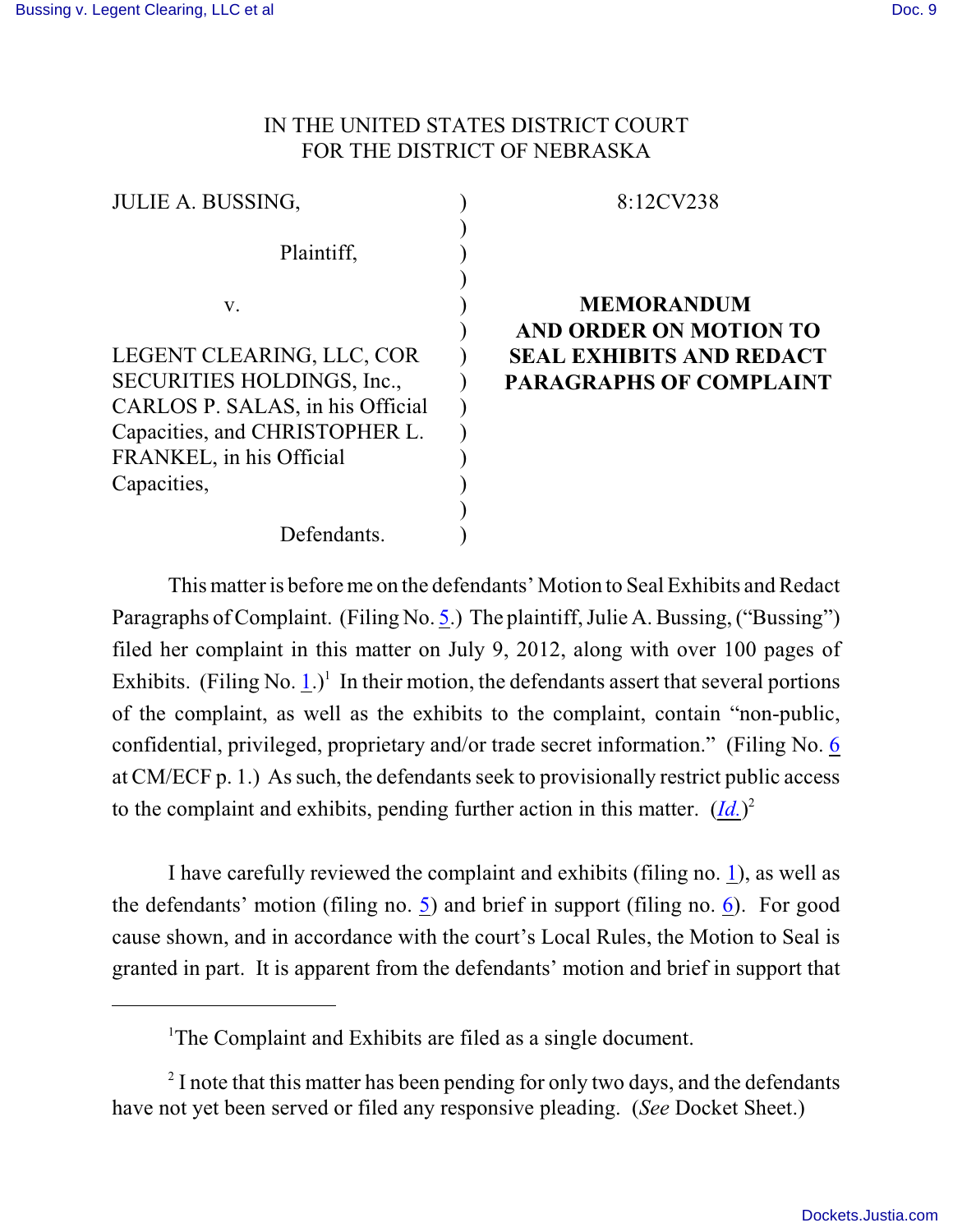IN THE UNITED STATES DISTRICT COURT
FOR THE DISTRICT OF NEBRASKA

| | | |
|---|---|---|
| JULIE A. BUSSING, | ) | 8:12CV238 |
| Plaintiff, | ) | |
| v. | ) | **MEMORANDUM AND ORDER ON MOTION TO SEAL EXHIBITS AND REDACT PARAGRAPHS OF COMPLAINT** |
| LEGENT CLEARING, LLC, COR SECURITIES HOLDINGS, Inc., CARLOS P. SALAS, in his Official Capacities, and CHRISTOPHER L. FRANKEL, in his Official Capacities, | ) | |
| Defendants. | ) | |

This matter is before me on the defendants' Motion to Seal Exhibits and Redact Paragraphs of Complaint. (Filing No. 5.) The plaintiff, Julie A. Bussing, ("Bussing") filed her complaint in this matter on July 9, 2012, along with over 100 pages of Exhibits. (Filing No. 1.)[1] In their motion, the defendants assert that several portions of the complaint, as well as the exhibits to the complaint, contain "non-public, confidential, privileged, proprietary and/or trade secret information." (Filing No. 6 at CM/ECF p. 1.) As such, the defendants seek to provisionally restrict public access to the complaint and exhibits, pending further action in this matter. (*Id.*)[2]

I have carefully reviewed the complaint and exhibits (filing no. 1), as well as the defendants' motion (filing no. 5) and brief in support (filing no. 6). For good cause shown, and in accordance with the court's Local Rules, the Motion to Seal is granted in part. It is apparent from the defendants' motion and brief in support that

[1] The Complaint and Exhibits are filed as a single document.

[2] I note that this matter has been pending for only two days, and the defendants have not yet been served or filed any responsive pleading. (*See* Docket Sheet.)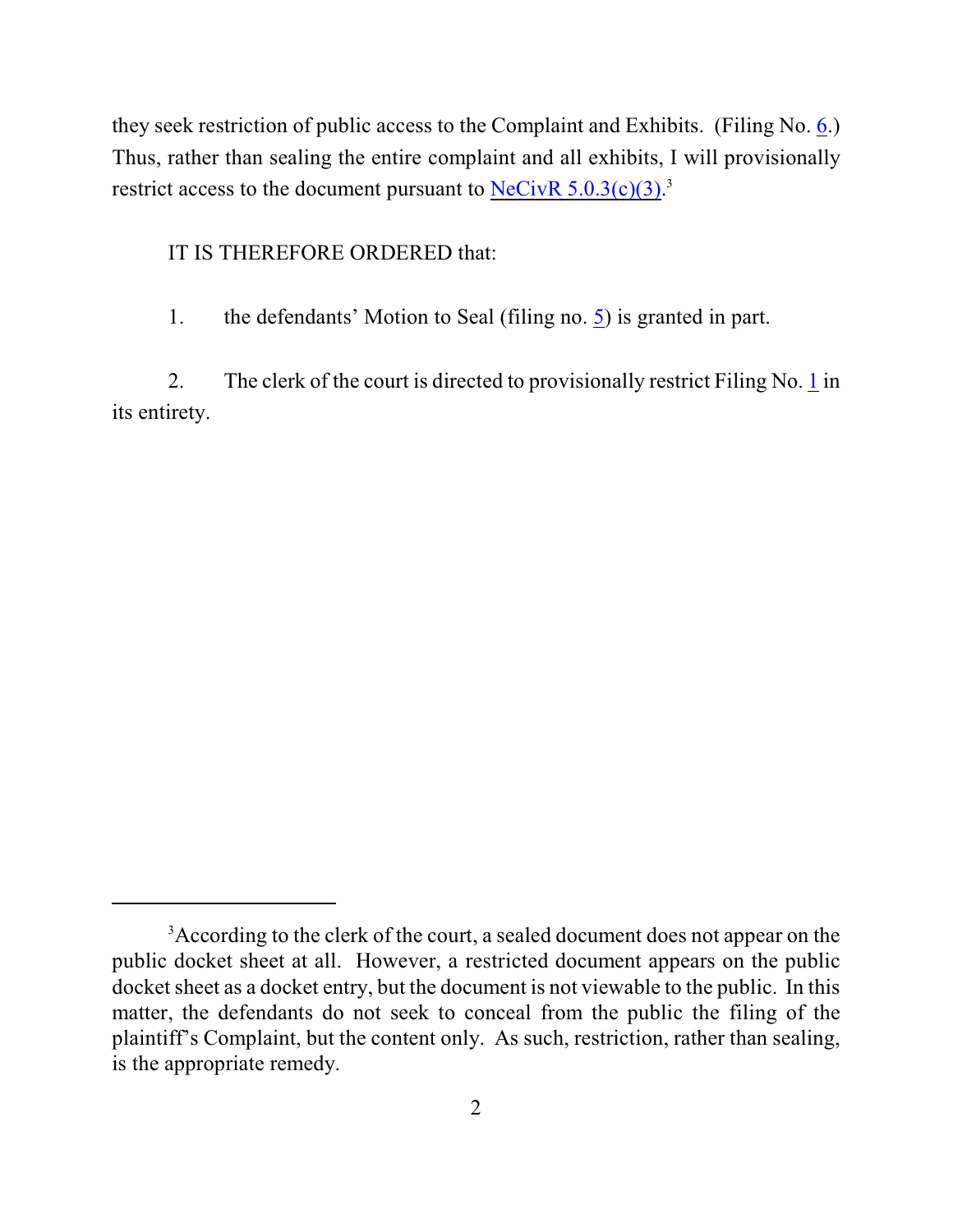they seek restriction of public access to the Complaint and Exhibits. (Filing No. 6.) Thus, rather than sealing the entire complaint and all exhibits, I will provisionally restrict access to the document pursuant to NeCivR 5.0.3(c)(3).[3]

IT IS THEREFORE ORDERED that:

1. the defendants' Motion to Seal (filing no. 5) is granted in part.

2. The clerk of the court is directed to provisionally restrict Filing No. 1 in its entirety.

[3] According to the clerk of the court, a sealed document does not appear on the public docket sheet at all. However, a restricted document appears on the public docket sheet as a docket entry, but the document is not viewable to the public. In this matter, the defendants do not seek to conceal from the public the filing of the plaintiff's Complaint, but the content only. As such, restriction, rather than sealing, is the appropriate remedy.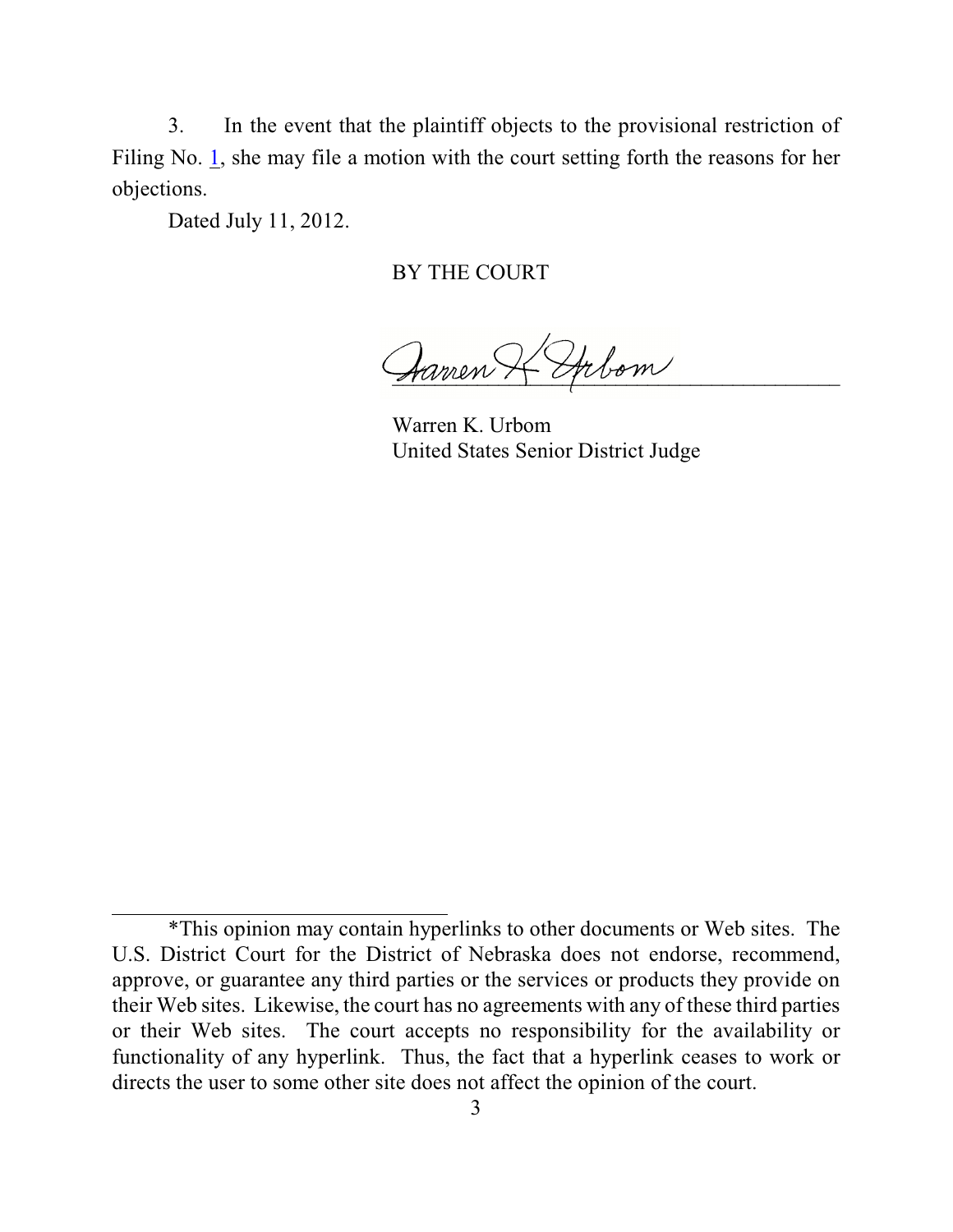3. In the event that the plaintiff objects to the provisional restriction of Filing No. 1, she may file a motion with the court setting forth the reasons for her objections.

Dated July 11, 2012.

BY THE COURT

Warren K. Urbom
United States Senior District Judge

---

*This opinion may contain hyperlinks to other documents or Web sites. The U.S. District Court for the District of Nebraska does not endorse, recommend, approve, or guarantee any third parties or the services or products they provide on their Web sites. Likewise, the court has no agreements with any of these third parties or their Web sites. The court accepts no responsibility for the availability or functionality of any hyperlink. Thus, the fact that a hyperlink ceases to work or directs the user to some other site does not affect the opinion of the court.